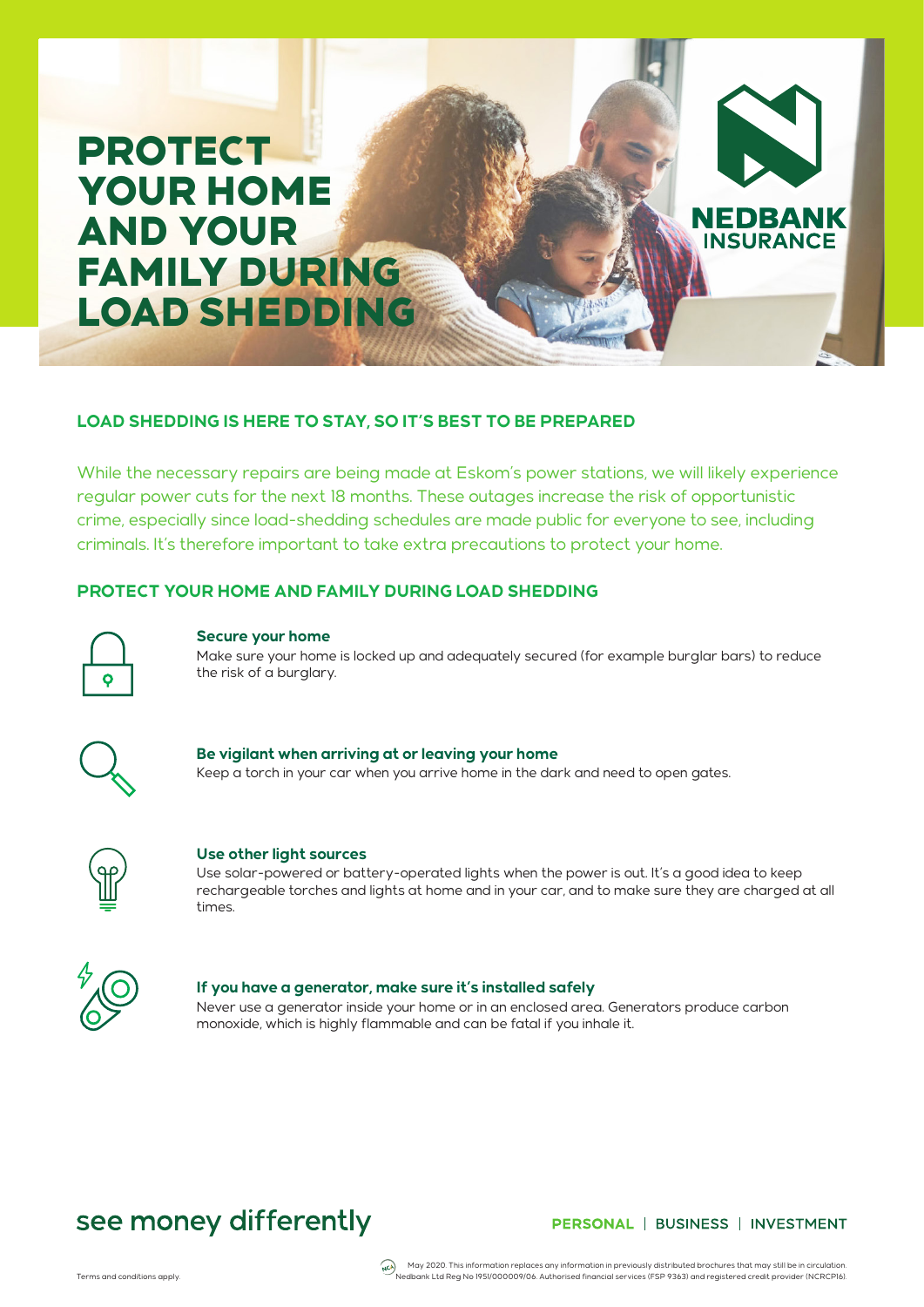# PROTECT YOUR HOME AND YOUR FAMILY DURING LOAD SHEDDING

NEDBANK INSURANCE

## LOAD SHEDDING IS HERE TO STAY, SO IT'S BEST TO BE PREPARED

While the necessary repairs are being made at Eskom's power stations, we will likely experience regular power cuts for the next 18 months. These outages increase the risk of opportunistic crime, especially since load-shedding schedules are made public for everyone to see, including criminals. It's therefore important to take extra precautions to protect your home.

## PROTECT YOUR HOME AND FAMILY DURING LOAD SHEDDING

### Secure your home

Make sure your home is locked up and adequately secured (for example burglar bars) to reduce the risk of a burglary.

### Be vigilant when arriving at or leaving your home

Keep a torch in your car when you arrive home in the dark and need to open gates.

### Use other light sources

Use solar-powered or battery-operated lights when the power is out. It's a good idea to keep rechargeable torches and lights at home and in your car, and to make sure they are charged at all times.

### If you have a generator, make sure it's installed safely

Never use a generator inside your home or in an enclosed area. Generators produce carbon monoxide, which is highly flammable and can be fatal if you inhale it.

see money differently

PERSONAL | BUSINESS | INVESTMENT

Terms and conditions apply.

May 2020. This information replaces any information in previously distributed brochures that may still be in circulation. Nedbank Ltd Reg No 1951/000009/06. Authorised financial services (FSP 9363) and registered credit provider (NCRCP16).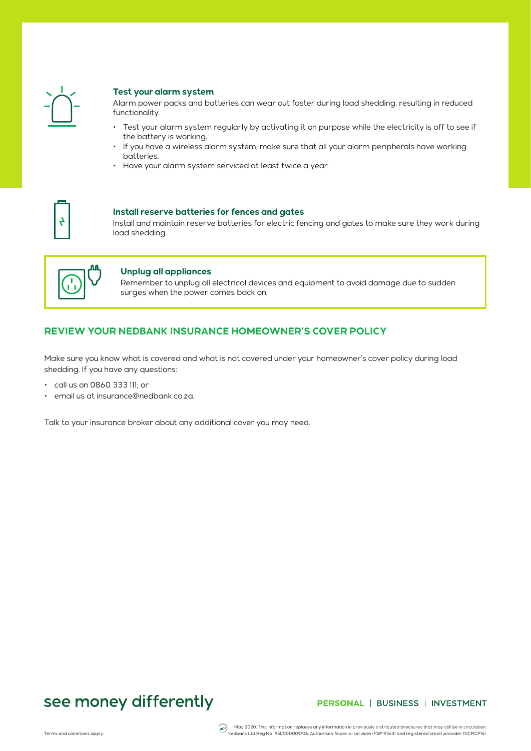### Test your alarm system

Alarm power packs and batteries can wear out faster during load shedding, resulting in reduced functionality.

- Test your alarm system regularly by activating it on purpose while the electricity is off to see if the battery is working.
- If you have a wireless alarm system, make sure that all your alarm peripherals have working batteries.
- Have your alarm system serviced at least twice a year.

### Install reserve batteries for fences and gates

Install and maintain reserve batteries for electric fencing and gates to make sure they work during load shedding.

### Unplug all appliances

Remember to unplug all electrical devices and equipment to avoid damage due to sudden surges when the power comes back on.

## REVIEW YOUR NEDBANK INSURANCE HOMEOWNER'S COVER POLICY

Make sure you know what is covered and what is not covered under your homeowner's cover policy during load shedding. If you have any questions:

- call us on 0860 333 111; or
- email us at insurance@nedbank.co.za.

Talk to your insurance broker about any additional cover you may need.

see money differently

PERSONAL | BUSINESS | INVESTMENT

Terms and conditions apply.

May 2020. This information replaces any information in previously distributed brochures that may still be in circulation. Nedbank Ltd Reg No 1951/000009/06. Authorised financial services (FSP 9363) and registered credit provider (NCRCP16).